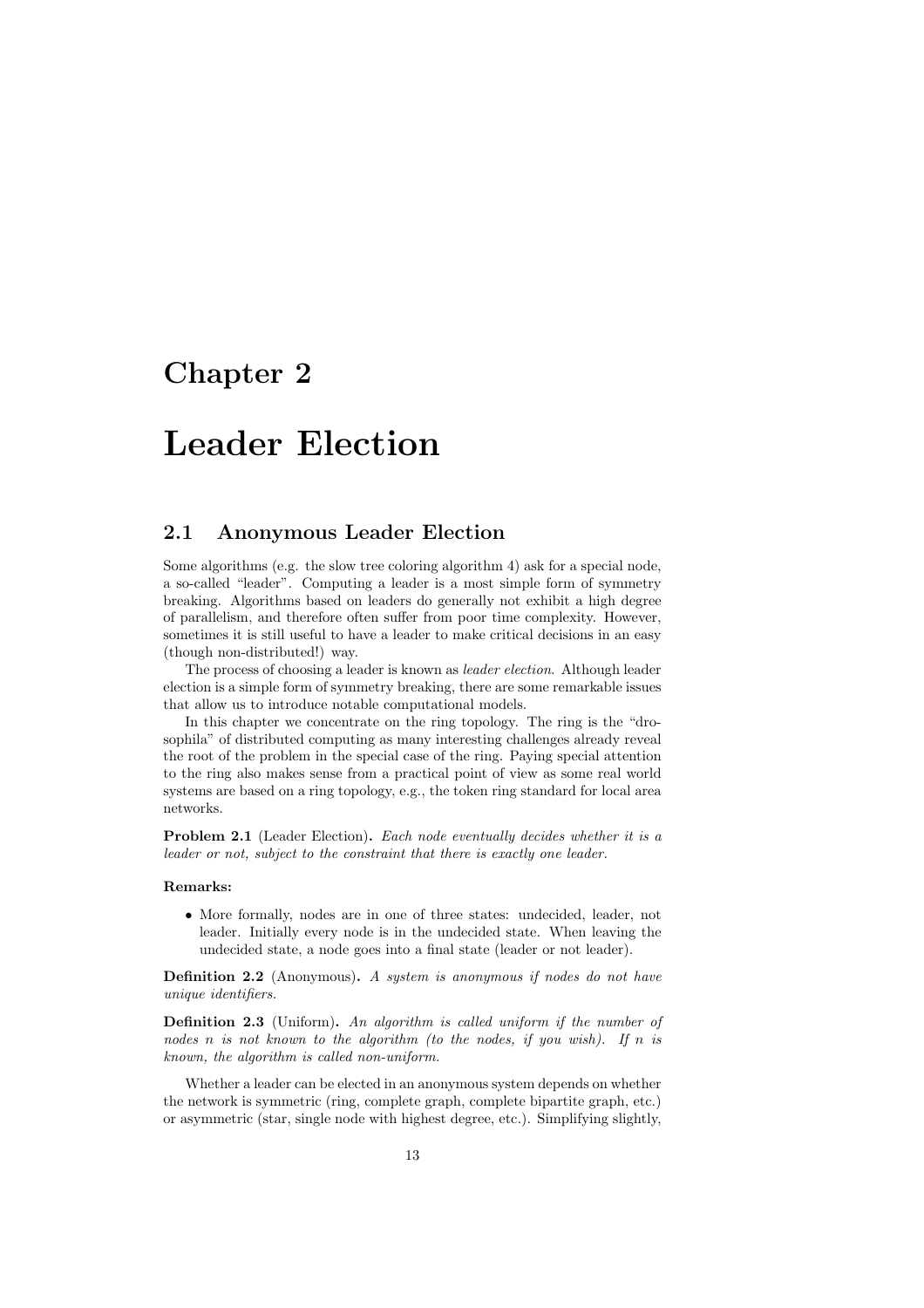# Chapter 2

# Leader Election

## 2.1 Anonymous Leader Election

Some algorithms (e.g. the slow tree coloring algorithm 4) ask for a special node, a so-called "leader". Computing a leader is a most simple form of symmetry breaking. Algorithms based on leaders do generally not exhibit a high degree of parallelism, and therefore often suffer from poor time complexity. However, sometimes it is still useful to have a leader to make critical decisions in an easy (though non-distributed!) way.

The process of choosing a leader is known as *leader election*. Although leader election is a simple form of symmetry breaking, there are some remarkable issues that allow us to introduce notable computational models.

In this chapter we concentrate on the ring topology. The ring is the "drosophila" of distributed computing as many interesting challenges already reveal the root of the problem in the special case of the ring. Paying special attention to the ring also makes sense from a practical point of view as some real world systems are based on a ring topology, e.g., the token ring standard for local area networks.

**Problem 2.1** (Leader Election)**.** *Each node eventually decides whether it is a leader or not, subject to the constraint that there is exactly one leader.*

**Remarks:**

- More formally, nodes are in one of three states: undecided, leader, not leader. Initially every node is in the undecided state. When leaving the undecided state, a node goes into a final state (leader or not leader).

**Definition 2.2** (Anonymous)**.** *A system is anonymous if nodes do not have unique identifiers.*

**Definition 2.3** (Uniform)**.** *An algorithm is called uniform if the number of nodes $n$ is not known to the algorithm (to the nodes, if you wish). If $n$ is known, the algorithm is called non-uniform.*

Whether a leader can be elected in an anonymous system depends on whether the network is symmetric (ring, complete graph, complete bipartite graph, etc.) or asymmetric (star, single node with highest degree, etc.). Simplifying slightly,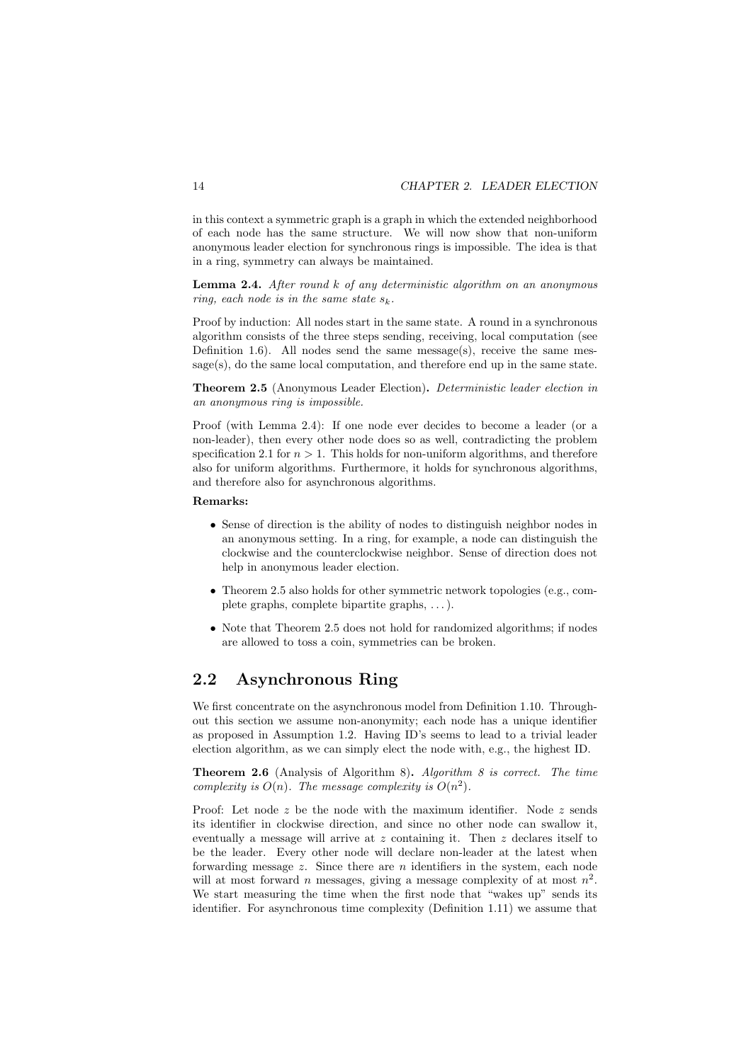in this context a symmetric graph is a graph in which the extended neighborhood of each node has the same structure. We will now show that non-uniform anonymous leader election for synchronous rings is impossible. The idea is that in a ring, symmetry can always be maintained.

**Lemma 2.4.** *After round $k$ of any deterministic algorithm on an anonymous ring, each node is in the same state $s_k$.*

Proof by induction: All nodes start in the same state. A round in a synchronous algorithm consists of the three steps sending, receiving, local computation (see Definition 1.6). All nodes send the same message(s), receive the same message(s), do the same local computation, and therefore end up in the same state.

**Theorem 2.5** (Anonymous Leader Election)**.** *Deterministic leader election in an anonymous ring is impossible.*

Proof (with Lemma 2.4): If one node ever decides to become a leader (or a non-leader), then every other node does so as well, contradicting the problem specification 2.1 for $n > 1$. This holds for non-uniform algorithms, and therefore also for uniform algorithms. Furthermore, it holds for synchronous algorithms, and therefore also for asynchronous algorithms.

**Remarks:**

- Sense of direction is the ability of nodes to distinguish neighbor nodes in an anonymous setting. In a ring, for example, a node can distinguish the clockwise and the counterclockwise neighbor. Sense of direction does not help in anonymous leader election.
- Theorem 2.5 also holds for other symmetric network topologies (e.g., complete graphs, complete bipartite graphs, ...).
- Note that Theorem 2.5 does not hold for randomized algorithms; if nodes are allowed to toss a coin, symmetries can be broken.

## 2.2 Asynchronous Ring

We first concentrate on the asynchronous model from Definition 1.10. Throughout this section we assume non-anonymity; each node has a unique identifier as proposed in Assumption 1.2. Having ID's seems to lead to a trivial leader election algorithm, as we can simply elect the node with, e.g., the highest ID.

**Theorem 2.6** (Analysis of Algorithm 8)**.** *Algorithm 8 is correct. The time complexity is $O(n)$. The message complexity is $O(n^2)$.*

Proof: Let node $z$ be the node with the maximum identifier. Node $z$ sends its identifier in clockwise direction, and since no other node can swallow it, eventually a message will arrive at $z$ containing it. Then $z$ declares itself to be the leader. Every other node will declare non-leader at the latest when forwarding message $z$. Since there are $n$ identifiers in the system, each node will at most forward $n$ messages, giving a message complexity of at most $n^2$. We start measuring the time when the first node that "wakes up" sends its identifier. For asynchronous time complexity (Definition 1.11) we assume that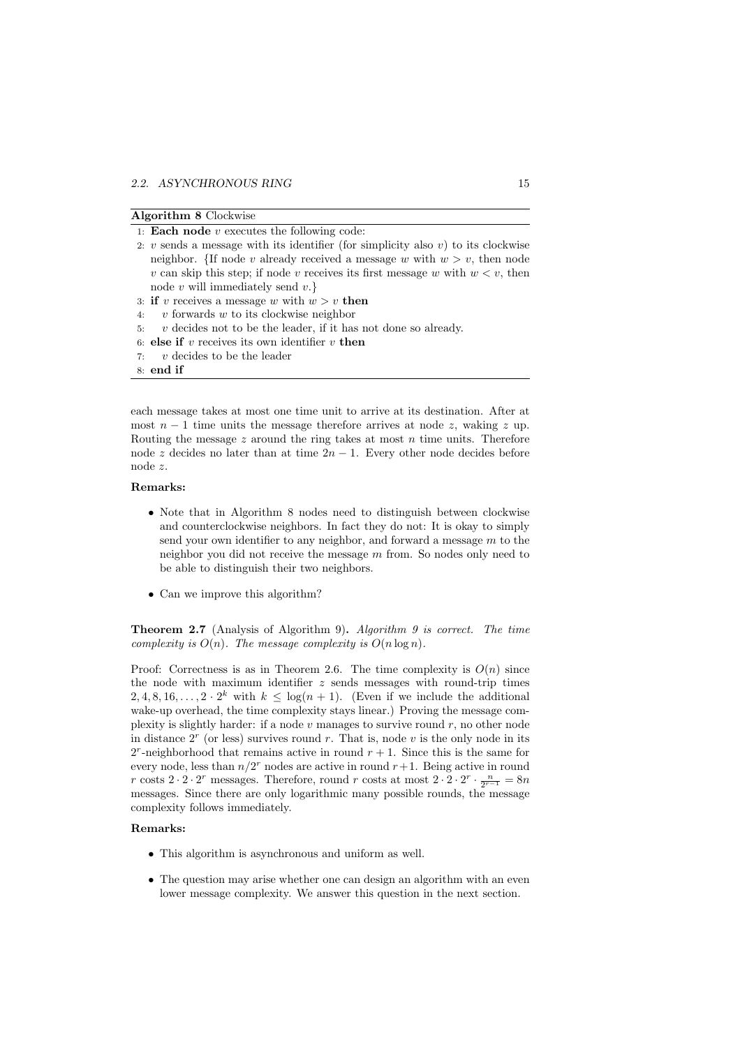**Algorithm 8** Clockwise

```
1: Each node v executes the following code:
2: v sends a message with its identifier (for simplicity also v) to its clockwise
   neighbor. {If node v already received a message w with w > v, then node
   v can skip this step; if node v receives its first message w with w < v, then
   node v will immediately send v.}
3: if v receives a message w with w > v then
4:    v forwards w to its clockwise neighbor
5:    v decides not to be the leader, if it has not done so already.
6: else if v receives its own identifier v then
7:    v decides to be the leader
8: end if
```

each message takes at most one time unit to arrive at its destination. After at most $n-1$ time units the message therefore arrives at node $z$, waking $z$ up. Routing the message $z$ around the ring takes at most $n$ time units. Therefore node $z$ decides no later than at time $2n-1$. Every other node decides before node $z$.

**Remarks:**

- Note that in Algorithm 8 nodes need to distinguish between clockwise and counterclockwise neighbors. In fact they do not: It is okay to simply send your own identifier to any neighbor, and forward a message $m$ to the neighbor you did not receive the message $m$ from. So nodes only need to be able to distinguish their two neighbors.
- Can we improve this algorithm?

**Theorem 2.7** (Analysis of Algorithm 9). *Algorithm 9 is correct. The time complexity is $O(n)$. The message complexity is $O(n \log n)$.*

Proof: Correctness is as in Theorem 2.6. The time complexity is $O(n)$ since the node with maximum identifier $z$ sends messages with round-trip times $2, 4, 8, 16, \ldots, 2 \cdot 2^k$ with $k \le \log(n+1)$. (Even if we include the additional wake-up overhead, the time complexity stays linear.) Proving the message complexity is slightly harder: if a node $v$ manages to survive round $r$, no other node in distance $2^r$ (or less) survives round $r$. That is, node $v$ is the only node in its $2^r$-neighborhood that remains active in round $r+1$. Since this is the same for every node, less than $n/2^r$ nodes are active in round $r+1$. Being active in round $r$ costs $2 \cdot 2 \cdot 2^r$ messages. Therefore, round $r$ costs at most $2 \cdot 2 \cdot 2^r \cdot \frac{n}{2^{r-1}} = 8n$ messages. Since there are only logarithmic many possible rounds, the message complexity follows immediately.

**Remarks:**

- This algorithm is asynchronous and uniform as well.
- The question may arise whether one can design an algorithm with an even lower message complexity. We answer this question in the next section.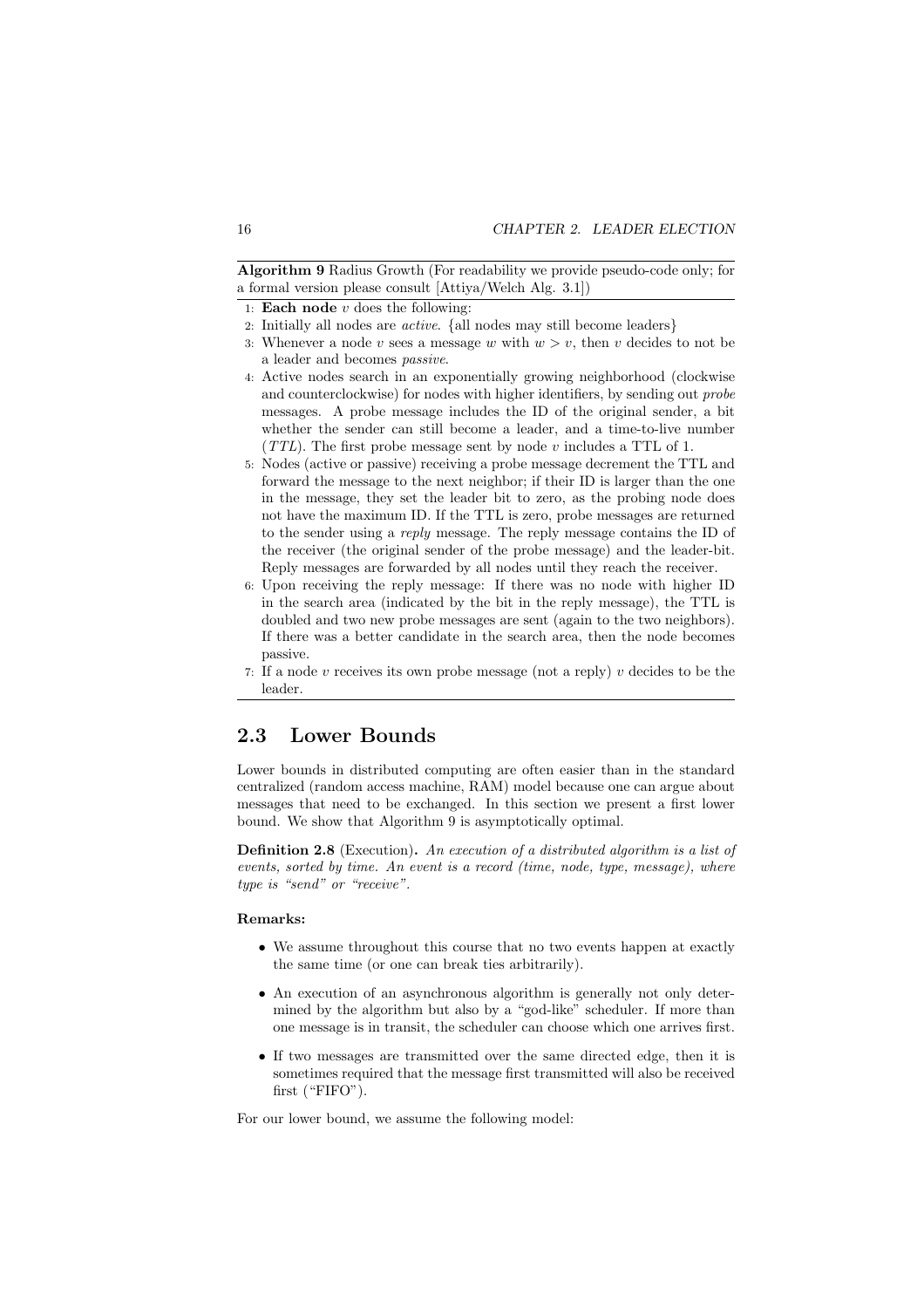**Algorithm 9** Radius Growth (For readability we provide pseudo-code only; for a formal version please consult [Attiya/Welch Alg. 3.1])

1: **Each node** $v$ does the following:
2: Initially all nodes are *active*. {all nodes may still become leaders}
3: Whenever a node $v$ sees a message $w$ with $w > v$, then $v$ decides to not be a leader and becomes *passive*.
4: Active nodes search in an exponentially growing neighborhood (clockwise and counterclockwise) for nodes with higher identifiers, by sending out *probe* messages. A probe message includes the ID of the original sender, a bit whether the sender can still become a leader, and a time-to-live number ($TTL$). The first probe message sent by node $v$ includes a TTL of 1.
5: Nodes (active or passive) receiving a probe message decrement the TTL and forward the message to the next neighbor; if their ID is larger than the one in the message, they set the leader bit to zero, as the probing node does not have the maximum ID. If the TTL is zero, probe messages are returned to the sender using a *reply* message. The reply message contains the ID of the receiver (the original sender of the probe message) and the leader-bit. Reply messages are forwarded by all nodes until they reach the receiver.
6: Upon receiving the reply message: If there was no node with higher ID in the search area (indicated by the bit in the reply message), the TTL is doubled and two new probe messages are sent (again to the two neighbors). If there was a better candidate in the search area, then the node becomes passive.
7: If a node $v$ receives its own probe message (not a reply) $v$ decides to be the leader.

## 2.3 Lower Bounds

Lower bounds in distributed computing are often easier than in the standard centralized (random access machine, RAM) model because one can argue about messages that need to be exchanged. In this section we present a first lower bound. We show that Algorithm 9 is asymptotically optimal.

**Definition 2.8** (Execution)**.** *An execution of a distributed algorithm is a list of events, sorted by time. An event is a record (time, node, type, message), where type is "send" or "receive".*

**Remarks:**

- We assume throughout this course that no two events happen at exactly the same time (or one can break ties arbitrarily).
- An execution of an asynchronous algorithm is generally not only determined by the algorithm but also by a "god-like" scheduler. If more than one message is in transit, the scheduler can choose which one arrives first.
- If two messages are transmitted over the same directed edge, then it is sometimes required that the message first transmitted will also be received first ("FIFO").

For our lower bound, we assume the following model: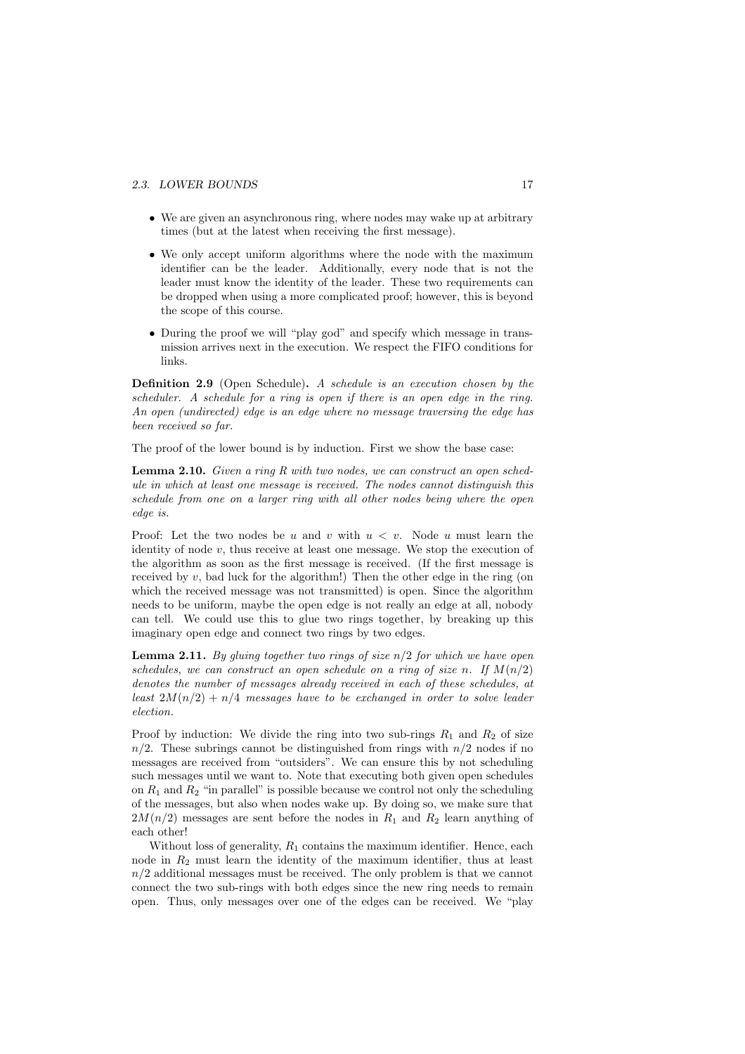- We are given an asynchronous ring, where nodes may wake up at arbitrary times (but at the latest when receiving the first message).
- We only accept uniform algorithms where the node with the maximum identifier can be the leader. Additionally, every node that is not the leader must know the identity of the leader. These two requirements can be dropped when using a more complicated proof; however, this is beyond the scope of this course.
- During the proof we will "play god" and specify which message in transmission arrives next in the execution. We respect the FIFO conditions for links.

**Definition 2.9** (Open Schedule)**.** *A schedule is an execution chosen by the scheduler. A schedule for a ring is open if there is an open edge in the ring. An open (undirected) edge is an edge where no message traversing the edge has been received so far.*

The proof of the lower bound is by induction. First we show the base case:

**Lemma 2.10.** *Given a ring $R$ with two nodes, we can construct an open schedule in which at least one message is received. The nodes cannot distinguish this schedule from one on a larger ring with all other nodes being where the open edge is.*

Proof: Let the two nodes be $u$ and $v$ with $u < v$. Node $u$ must learn the identity of node $v$, thus receive at least one message. We stop the execution of the algorithm as soon as the first message is received. (If the first message is received by $v$, bad luck for the algorithm!) Then the other edge in the ring (on which the received message was not transmitted) is open. Since the algorithm needs to be uniform, maybe the open edge is not really an edge at all, nobody can tell. We could use this to glue two rings together, by breaking up this imaginary open edge and connect two rings by two edges.

**Lemma 2.11.** *By gluing together two rings of size $n/2$ for which we have open schedules, we can construct an open schedule on a ring of size $n$. If $M(n/2)$ denotes the number of messages already received in each of these schedules, at least $2M(n/2) + n/4$ messages have to be exchanged in order to solve leader election.*

Proof by induction: We divide the ring into two sub-rings $R_1$ and $R_2$ of size $n/2$. These subrings cannot be distinguished from rings with $n/2$ nodes if no messages are received from "outsiders". We can ensure this by not scheduling such messages until we want to. Note that executing both given open schedules on $R_1$ and $R_2$ "in parallel" is possible because we control not only the scheduling of the messages, but also when nodes wake up. By doing so, we make sure that $2M(n/2)$ messages are sent before the nodes in $R_1$ and $R_2$ learn anything of each other!

Without loss of generality, $R_1$ contains the maximum identifier. Hence, each node in $R_2$ must learn the identity of the maximum identifier, thus at least $n/2$ additional messages must be received. The only problem is that we cannot connect the two sub-rings with both edges since the new ring needs to remain open. Thus, only messages over one of the edges can be received. We "play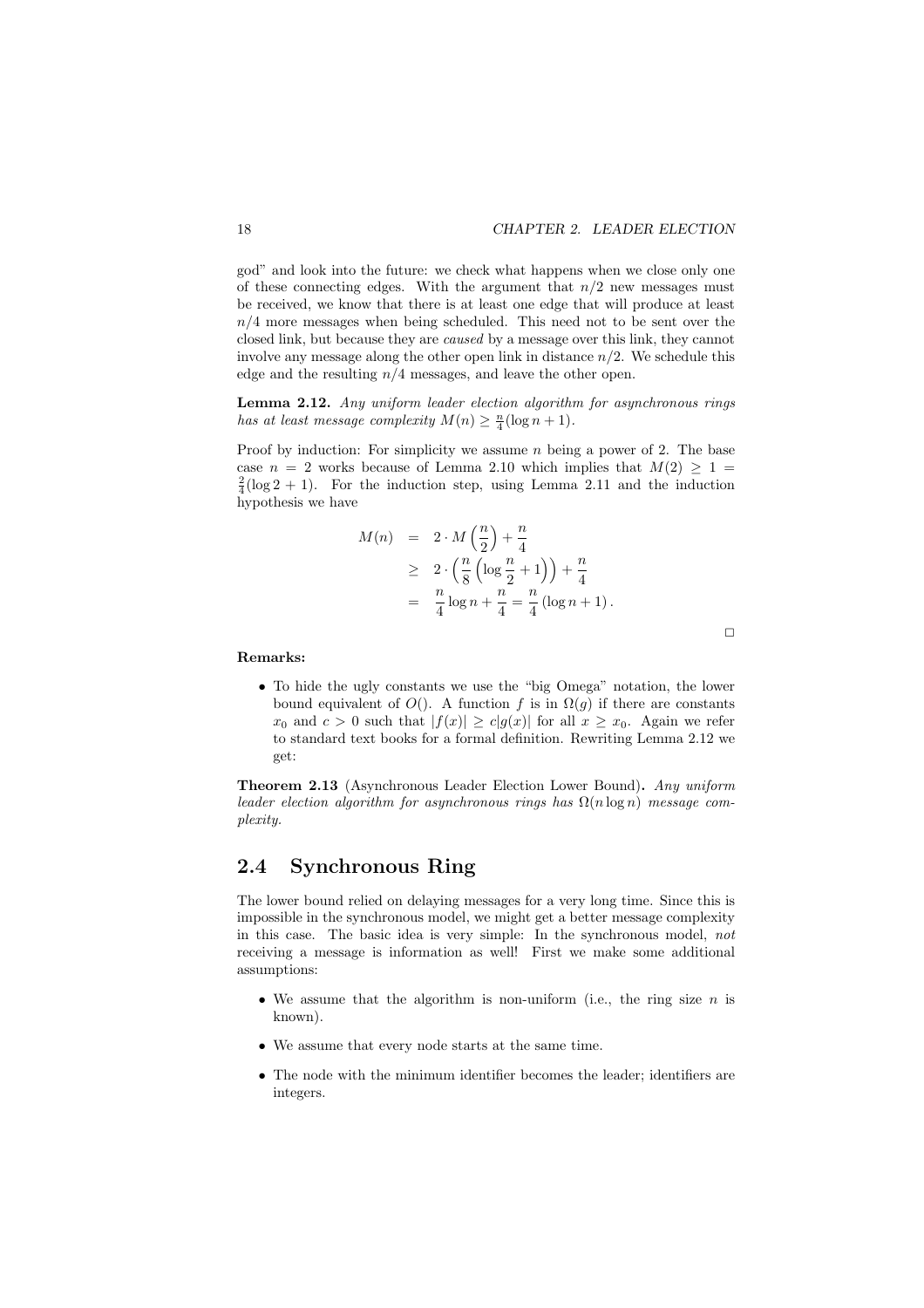god" and look into the future: we check what happens when we close only one of these connecting edges. With the argument that $n/2$ new messages must be received, we know that there is at least one edge that will produce at least $n/4$ more messages when being scheduled. This need not to be sent over the closed link, but because they are *caused* by a message over this link, they cannot involve any message along the other open link in distance $n/2$. We schedule this edge and the resulting $n/4$ messages, and leave the other open.

**Lemma 2.12.** *Any uniform leader election algorithm for asynchronous rings has at least message complexity $M(n) \geq \frac{n}{4}(\log n + 1)$.*

Proof by induction: For simplicity we assume $n$ being a power of 2. The base case $n = 2$ works because of Lemma 2.10 which implies that $M(2) \geq 1 = \frac{2}{4}(\log 2 + 1)$. For the induction step, using Lemma 2.11 and the induction hypothesis we have

$$
\begin{aligned}
M(n) &= 2 \cdot M\left(\frac{n}{2}\right) + \frac{n}{4} \\
&\geq 2 \cdot \left(\frac{n}{8}\left(\log\frac{n}{2} + 1\right)\right) + \frac{n}{4} \\
&= \frac{n}{4}\log n + \frac{n}{4} = \frac{n}{4}\left(\log n + 1\right).
\end{aligned}
$$

□

**Remarks:**

- To hide the ugly constants we use the "big Omega" notation, the lower bound equivalent of $O()$. A function $f$ is in $\Omega(g)$ if there are constants $x_0$ and $c > 0$ such that $|f(x)| \geq c|g(x)|$ for all $x \geq x_0$. Again we refer to standard text books for a formal definition. Rewriting Lemma 2.12 we get:

**Theorem 2.13** (Asynchronous Leader Election Lower Bound)**.** *Any uniform leader election algorithm for asynchronous rings has $\Omega(n \log n)$ message complexity.*

## 2.4 Synchronous Ring

The lower bound relied on delaying messages for a very long time. Since this is impossible in the synchronous model, we might get a better message complexity in this case. The basic idea is very simple: In the synchronous model, *not* receiving a message is information as well! First we make some additional assumptions:

- We assume that the algorithm is non-uniform (i.e., the ring size $n$ is known).
- We assume that every node starts at the same time.
- The node with the minimum identifier becomes the leader; identifiers are integers.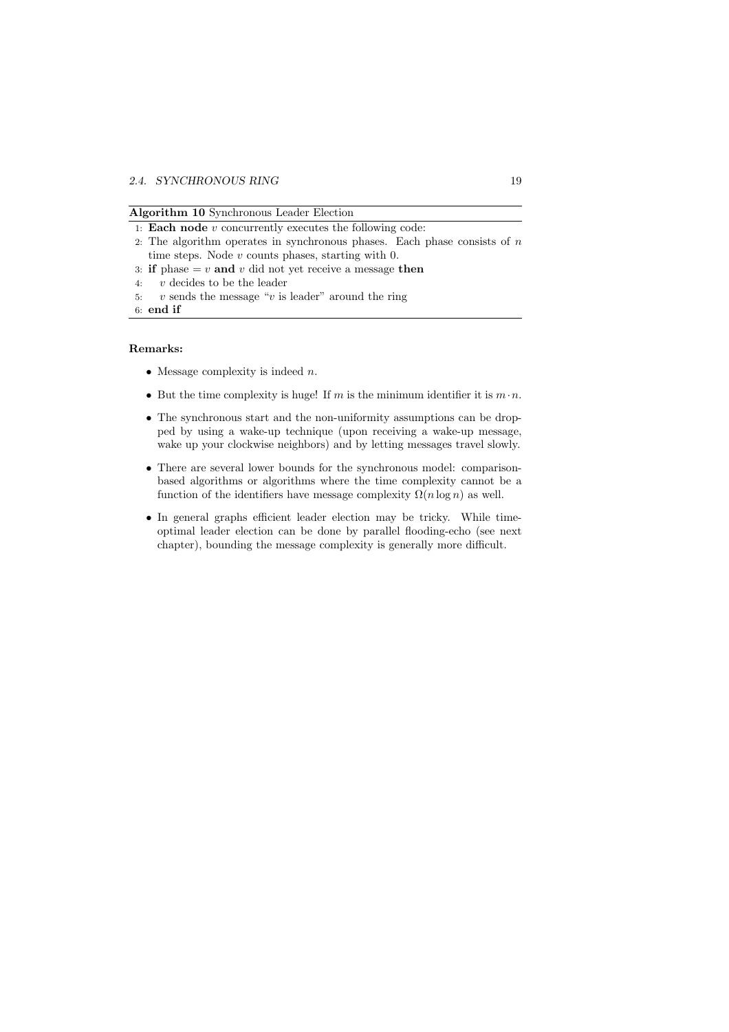**Algorithm 10** Synchronous Leader Election

```
1: Each node v concurrently executes the following code:
2: The algorithm operates in synchronous phases. Each phase consists of n
   time steps. Node v counts phases, starting with 0.
3: if phase = v and v did not yet receive a message then
4:    v decides to be the leader
5:    v sends the message "v is leader" around the ring
6: end if
```

**Remarks:**

- Message complexity is indeed $n$.
- But the time complexity is huge! If $m$ is the minimum identifier it is $m \cdot n$.
- The synchronous start and the non-uniformity assumptions can be dropped by using a wake-up technique (upon receiving a wake-up message, wake up your clockwise neighbors) and by letting messages travel slowly.
- There are several lower bounds for the synchronous model: comparison-based algorithms or algorithms where the time complexity cannot be a function of the identifiers have message complexity $\Omega(n \log n)$ as well.
- In general graphs efficient leader election may be tricky. While time-optimal leader election can be done by parallel flooding-echo (see next chapter), bounding the message complexity is generally more difficult.